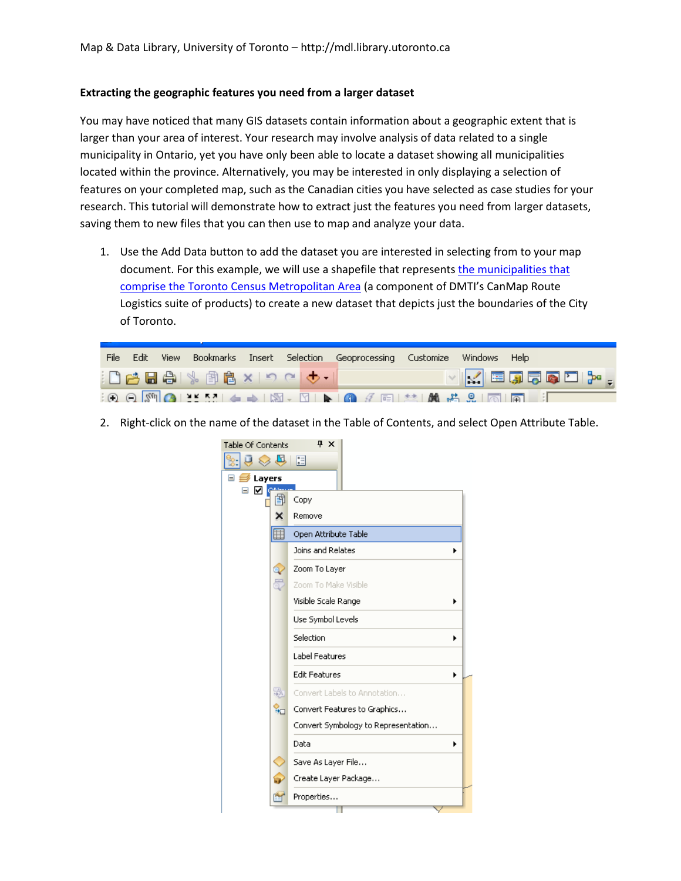**Extracting the geographic features you need from a larger dataset**

You may have noticed that many GIS datasets contain information about a geographic extent that is larger than your area of interest. Your research may involve analysis of data related to a single municipality in Ontario, yet you have only been able to locate a dataset showing all municipalities located within the province. Alternatively, you may be interested in only displaying a selection of features on your completed map, such as the Canadian cities you have selected as case studies for your research. This tutorial will demonstrate how to extract just the features you need from larger datasets, saving them to new files that you can then use to map and analyze your data.

1. Use the Add Data button to add the dataset you are interested in selecting from to your map document. For this example, we will use a shapefile that represents the municipalities that comprise the Toronto Census Metropolitan Area (a component of DMTI's CanMap Route Logistics suite of products) to create a new dataset that depicts just the boundaries of the City of Toronto.

2. Right-click on the name of the dataset in the Table of Contents, and select Open Attribute Table.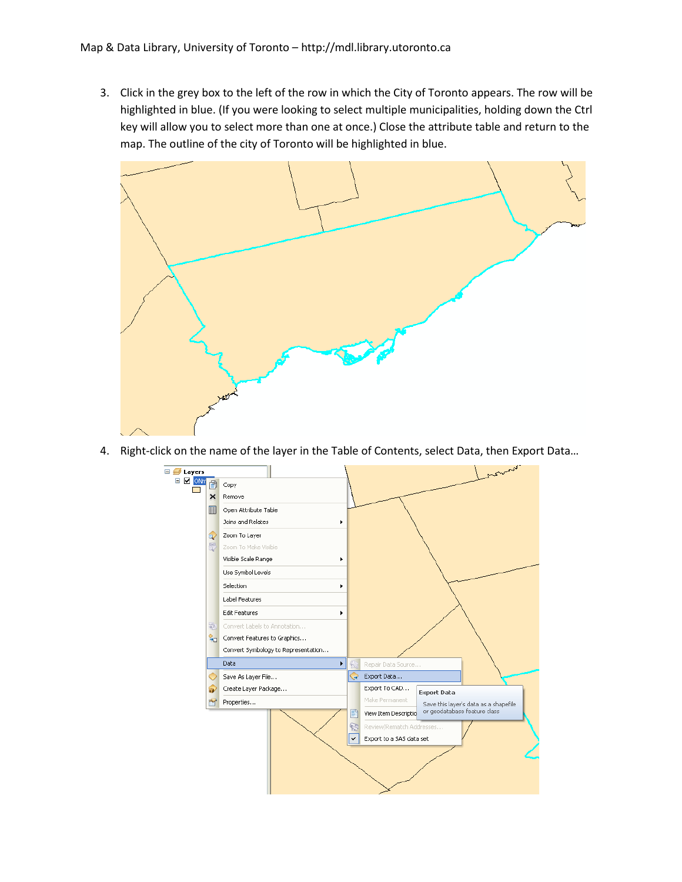3. Click in the grey box to the left of the row in which the City of Toronto appears. The row will be highlighted in blue. (If you were looking to select multiple municipalities, holding down the Ctrl key will allow you to select more than one at once.) Close the attribute table and return to the map. The outline of the city of Toronto will be highlighted in blue.

4. Right-click on the name of the layer in the Table of Contents, select Data, then Export Data…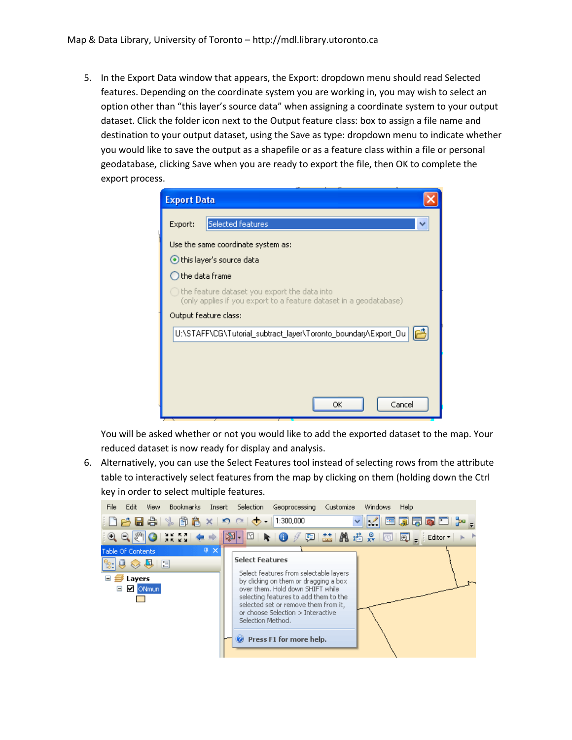5. In the Export Data window that appears, the Export: dropdown menu should read Selected features. Depending on the coordinate system you are working in, you may wish to select an option other than “this layer’s source data” when assigning a coordinate system to your output dataset. Click the folder icon next to the Output feature class: box to assign a file name and destination to your output dataset, using the Save as type: dropdown menu to indicate whether you would like to save the output as a shapefile or as a feature class within a file or personal geodatabase, clicking Save when you are ready to export the file, then OK to complete the export process.

   You will be asked whether or not you would like to add the exported dataset to the map. Your reduced dataset is now ready for display and analysis.

6. Alternatively, you can use the Select Features tool instead of selecting rows from the attribute table to interactively select features from the map by clicking on them (holding down the Ctrl key in order to select multiple features.